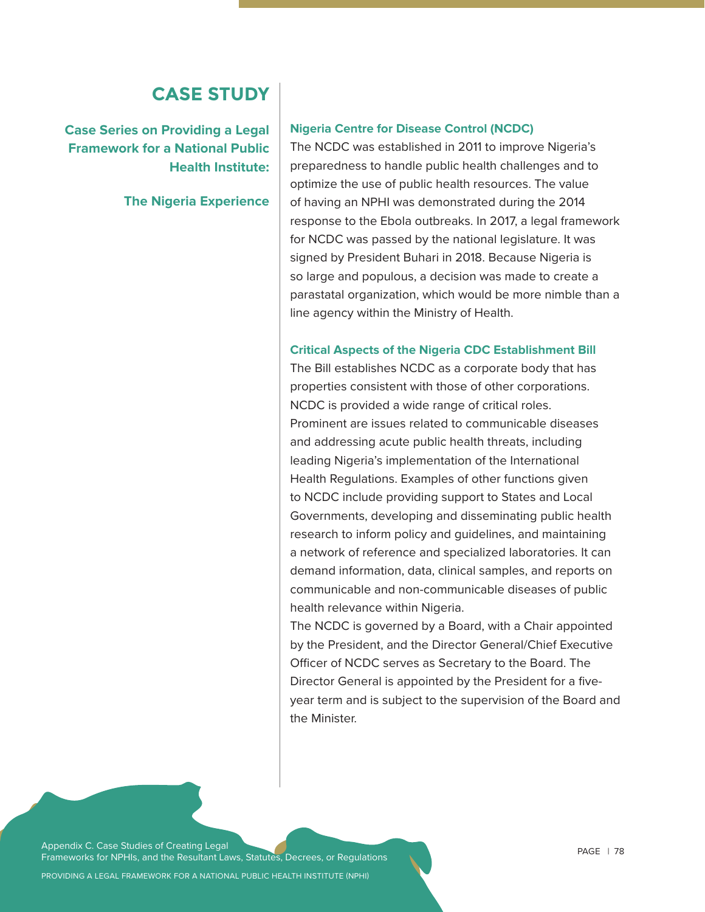# CASE STUDY

**Case Series on Providing a Legal Framework for a National Public Health Institute:**

**The Nigeria Experience**

### Nigeria Centre for Disease Control (NCDC)

The NCDC was established in 2011 to improve Nigeria's preparedness to handle public health challenges and to optimize the use of public health resources. The value of having an NPHI was demonstrated during the 2014 response to the Ebola outbreaks. In 2017, a legal framework for NCDC was passed by the national legislature. It was signed by President Buhari in 2018. Because Nigeria is so large and populous, a decision was made to create a parastatal organization, which would be more nimble than a line agency within the Ministry of Health.

### Critical Aspects of the Nigeria CDC Establishment Bill

The Bill establishes NCDC as a corporate body that has properties consistent with those of other corporations. NCDC is provided a wide range of critical roles. Prominent are issues related to communicable diseases and addressing acute public health threats, including leading Nigeria's implementation of the International Health Regulations. Examples of other functions given to NCDC include providing support to States and Local Governments, developing and disseminating public health research to inform policy and guidelines, and maintaining a network of reference and specialized laboratories. It can demand information, data, clinical samples, and reports on communicable and non-communicable diseases of public health relevance within Nigeria.

The NCDC is governed by a Board, with a Chair appointed by the President, and the Director General/Chief Executive Officer of NCDC serves as Secretary to the Board. The Director General is appointed by the President for a five-year term and is subject to the supervision of the Board and the Minister.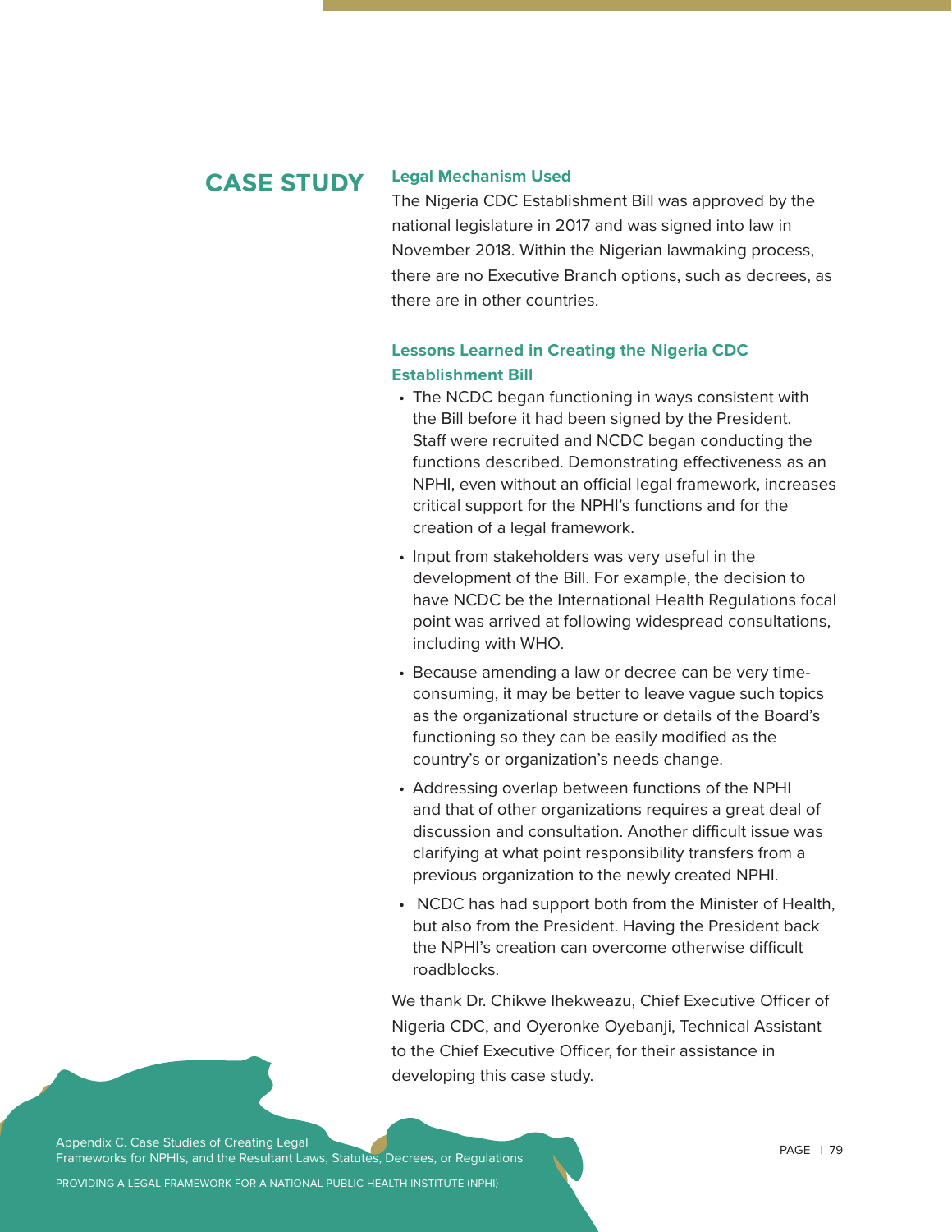## CASE STUDY

### Legal Mechanism Used

The Nigeria CDC Establishment Bill was approved by the national legislature in 2017 and was signed into law in November 2018. Within the Nigerian lawmaking process, there are no Executive Branch options, such as decrees, as there are in other countries.

### Lessons Learned in Creating the Nigeria CDC Establishment Bill

- The NCDC began functioning in ways consistent with the Bill before it had been signed by the President. Staff were recruited and NCDC began conducting the functions described. Demonstrating effectiveness as an NPHI, even without an official legal framework, increases critical support for the NPHI's functions and for the creation of a legal framework.
- Input from stakeholders was very useful in the development of the Bill. For example, the decision to have NCDC be the International Health Regulations focal point was arrived at following widespread consultations, including with WHO.
- Because amending a law or decree can be very time-consuming, it may be better to leave vague such topics as the organizational structure or details of the Board's functioning so they can be easily modified as the country's or organization's needs change.
- Addressing overlap between functions of the NPHI and that of other organizations requires a great deal of discussion and consultation. Another difficult issue was clarifying at what point responsibility transfers from a previous organization to the newly created NPHI.
- NCDC has had support both from the Minister of Health, but also from the President. Having the President back the NPHI's creation can overcome otherwise difficult roadblocks.

We thank Dr. Chikwe Ihekweazu, Chief Executive Officer of Nigeria CDC, and Oyeronke Oyebanji, Technical Assistant to the Chief Executive Officer, for their assistance in developing this case study.